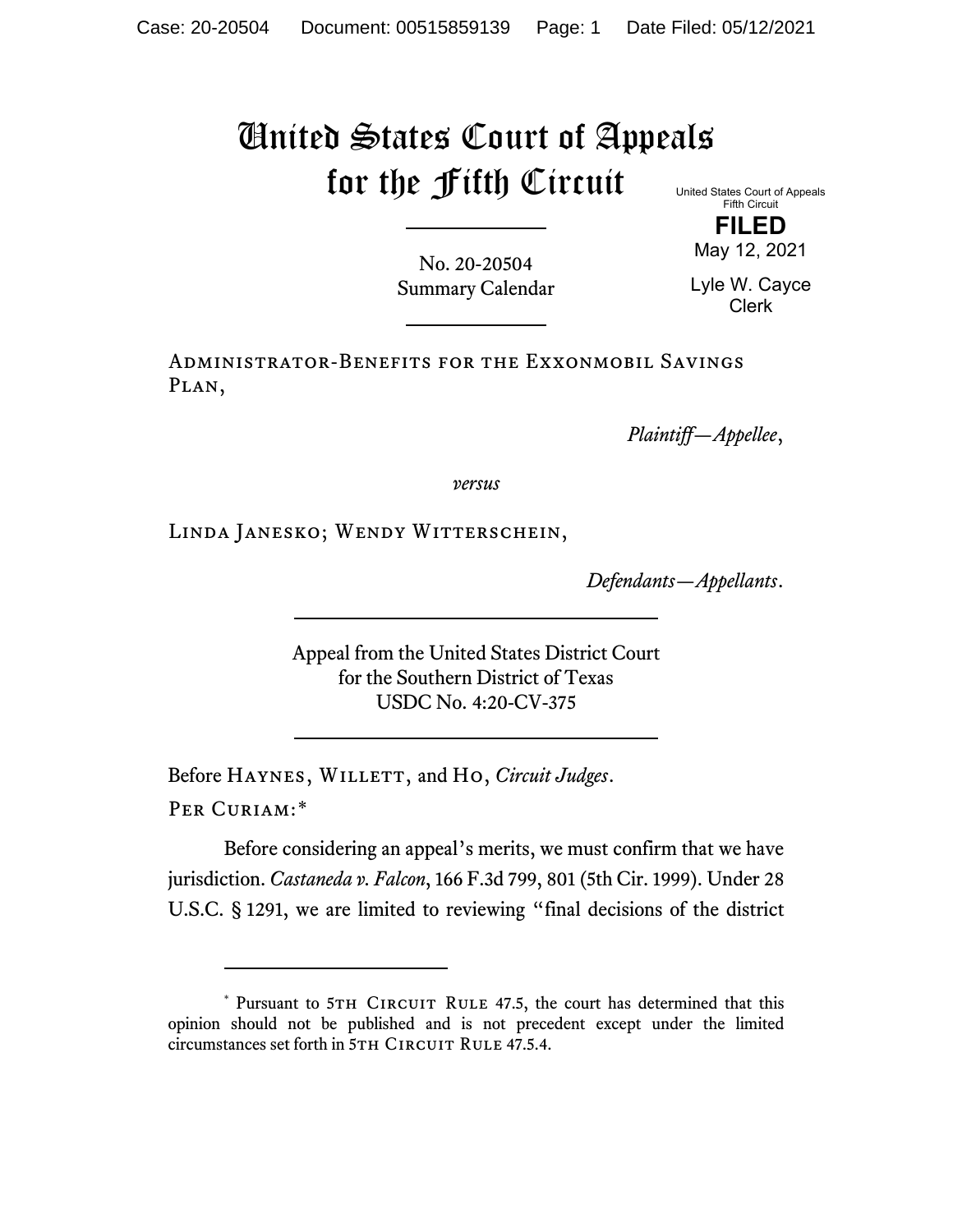# United States Court of Appeals for the Fifth Circuit

United States Court of Appeals
Fifth Circuit

**FILED**

May 12, 2021

Lyle W. Cayce
Clerk

No. 20-20504
Summary Calendar

---

Administrator-Benefits for the Exxonmobil Savings Plan,

*Plaintiff—Appellee*,

*versus*

Linda Janesko; Wendy Witterschein,

*Defendants—Appellants*.

---

Appeal from the United States District Court
for the Southern District of Texas
USDC No. 4:20-CV-375

---

Before Haynes, Willett, and Ho, *Circuit Judges*.

Per Curiam:*

Before considering an appeal's merits, we must confirm that we have jurisdiction. *Castaneda v. Falcon*, 166 F.3d 799, 801 (5th Cir. 1999). Under 28 U.S.C. § 1291, we are limited to reviewing "final decisions of the district

---

\* Pursuant to 5th Circuit Rule 47.5, the court has determined that this opinion should not be published and is not precedent except under the limited circumstances set forth in 5th Circuit Rule 47.5.4.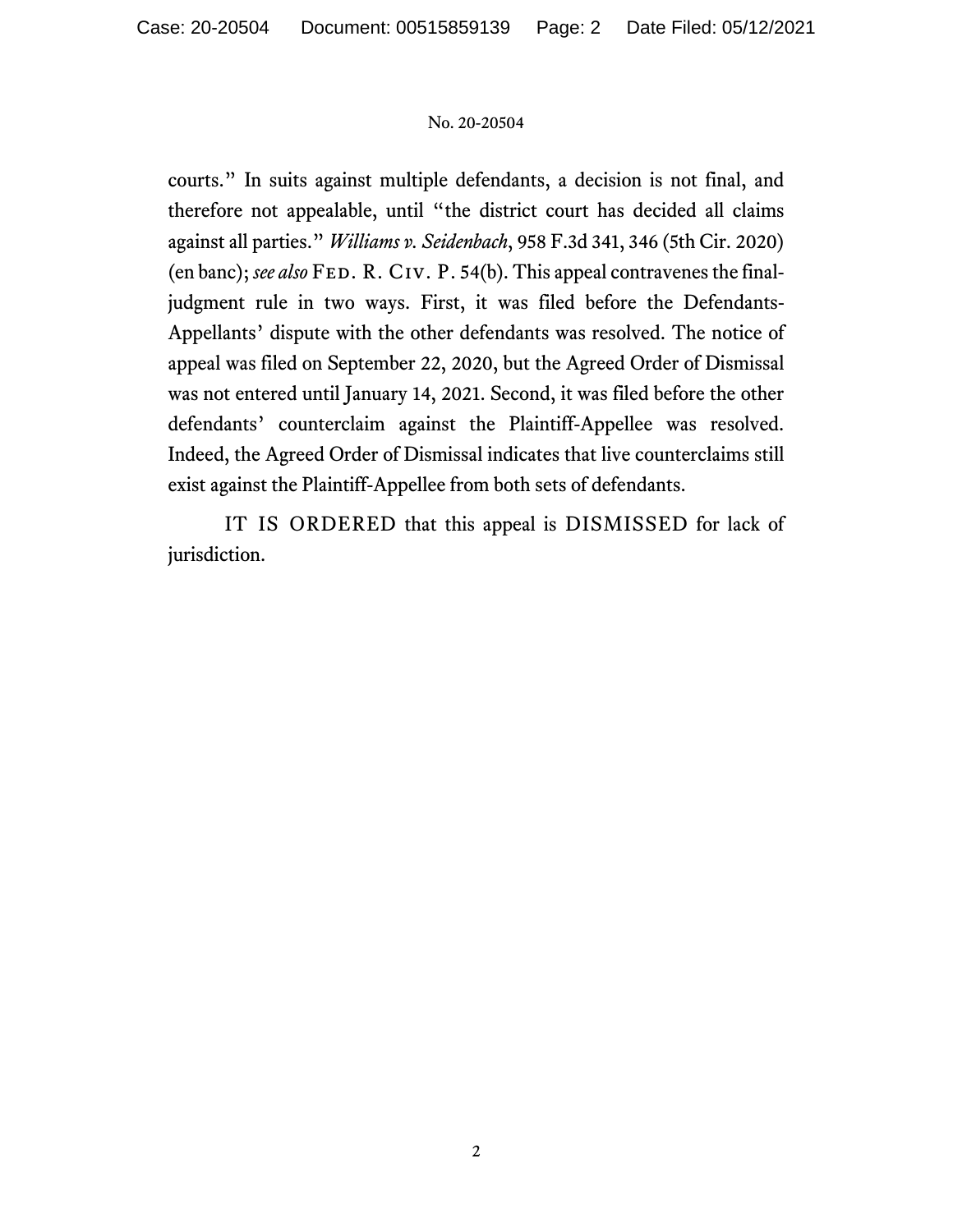courts." In suits against multiple defendants, a decision is not final, and therefore not appealable, until "the district court has decided all claims against all parties." *Williams v. Seidenbach*, 958 F.3d 341, 346 (5th Cir. 2020) (en banc); *see also* FED. R. CIV. P. 54(b). This appeal contravenes the final-judgment rule in two ways. First, it was filed before the Defendants-Appellants' dispute with the other defendants was resolved. The notice of appeal was filed on September 22, 2020, but the Agreed Order of Dismissal was not entered until January 14, 2021. Second, it was filed before the other defendants' counterclaim against the Plaintiff-Appellee was resolved. Indeed, the Agreed Order of Dismissal indicates that live counterclaims still exist against the Plaintiff-Appellee from both sets of defendants.

IT IS ORDERED that this appeal is DISMISSED for lack of jurisdiction.